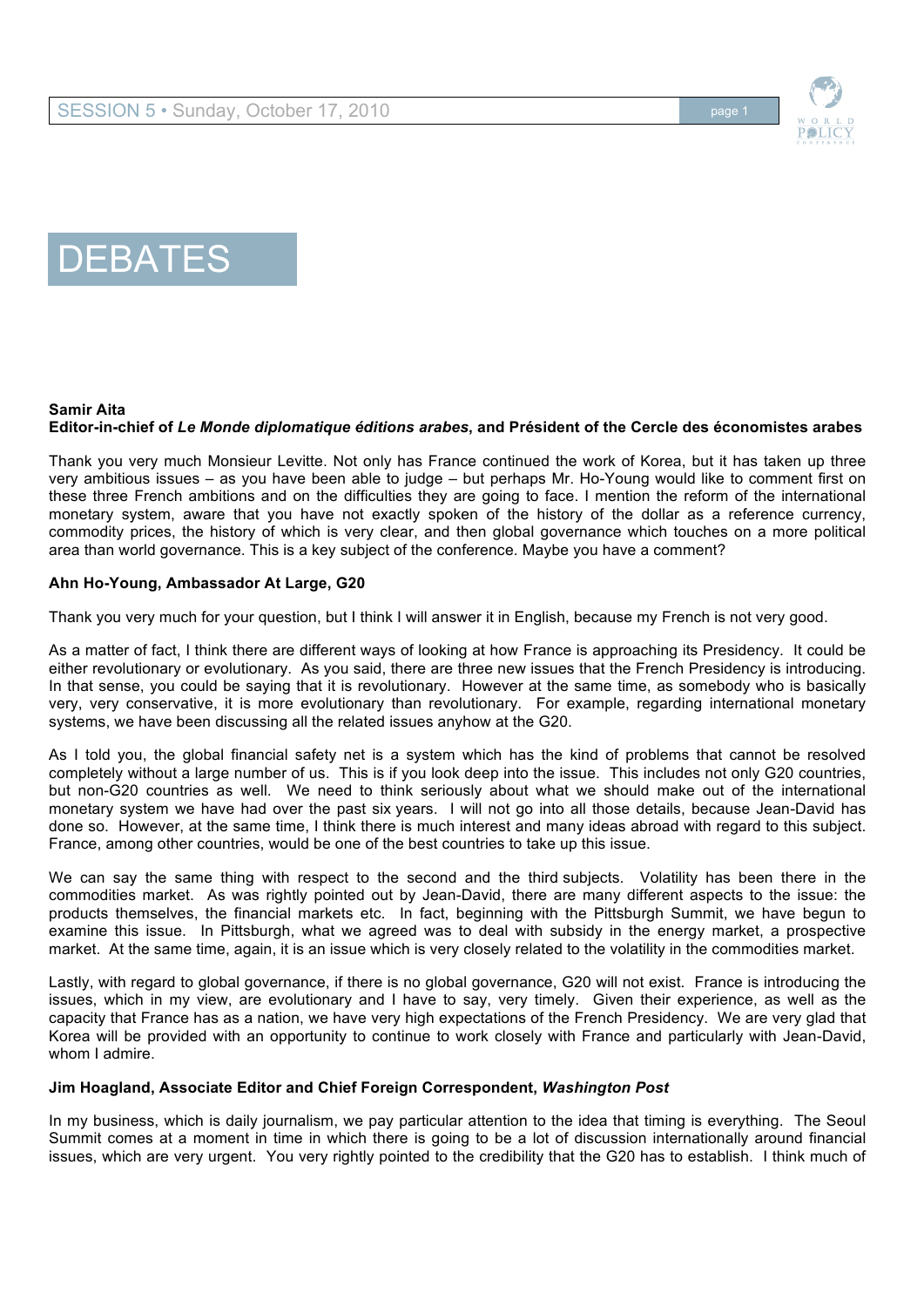# DEBATES

**Samir Aita**
**Editor-in-chief of *Le Monde diplomatique éditions arabes*, and Président of the Cercle des économistes arabes**

Thank you very much Monsieur Levitte. Not only has France continued the work of Korea, but it has taken up three very ambitious issues – as you have been able to judge – but perhaps Mr. Ho-Young would like to comment first on these three French ambitions and on the difficulties they are going to face. I mention the reform of the international monetary system, aware that you have not exactly spoken of the history of the dollar as a reference currency, commodity prices, the history of which is very clear, and then global governance which touches on a more political area than world governance. This is a key subject of the conference. Maybe you have a comment?

**Ahn Ho-Young, Ambassador At Large, G20**

Thank you very much for your question, but I think I will answer it in English, because my French is not very good.

As a matter of fact, I think there are different ways of looking at how France is approaching its Presidency. It could be either revolutionary or evolutionary. As you said, there are three new issues that the French Presidency is introducing. In that sense, you could be saying that it is revolutionary. However at the same time, as somebody who is basically very, very conservative, it is more evolutionary than revolutionary. For example, regarding international monetary systems, we have been discussing all the related issues anyhow at the G20.

As I told you, the global financial safety net is a system which has the kind of problems that cannot be resolved completely without a large number of us. This is if you look deep into the issue. This includes not only G20 countries, but non-G20 countries as well. We need to think seriously about what we should make out of the international monetary system we have had over the past six years. I will not go into all those details, because Jean-David has done so. However, at the same time, I think there is much interest and many ideas abroad with regard to this subject. France, among other countries, would be one of the best countries to take up this issue.

We can say the same thing with respect to the second and the third subjects. Volatility has been there in the commodities market. As was rightly pointed out by Jean-David, there are many different aspects to the issue: the products themselves, the financial markets etc. In fact, beginning with the Pittsburgh Summit, we have begun to examine this issue. In Pittsburgh, what we agreed was to deal with subsidy in the energy market, a prospective market. At the same time, again, it is an issue which is very closely related to the volatility in the commodities market.

Lastly, with regard to global governance, if there is no global governance, G20 will not exist. France is introducing the issues, which in my view, are evolutionary and I have to say, very timely. Given their experience, as well as the capacity that France has as a nation, we have very high expectations of the French Presidency. We are very glad that Korea will be provided with an opportunity to continue to work closely with France and particularly with Jean-David, whom I admire.

**Jim Hoagland, Associate Editor and Chief Foreign Correspondent, *Washington Post***

In my business, which is daily journalism, we pay particular attention to the idea that timing is everything. The Seoul Summit comes at a moment in time in which there is going to be a lot of discussion internationally around financial issues, which are very urgent. You very rightly pointed to the credibility that the G20 has to establish. I think much of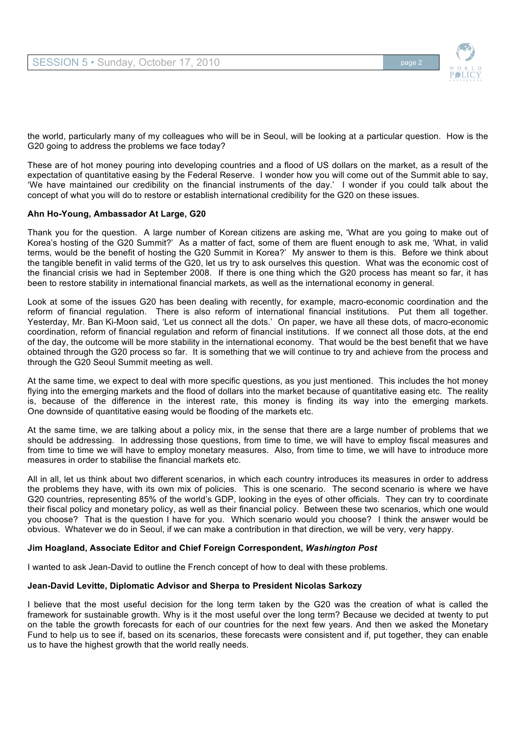the world, particularly many of my colleagues who will be in Seoul, will be looking at a particular question. How is the G20 going to address the problems we face today?

These are of hot money pouring into developing countries and a flood of US dollars on the market, as a result of the expectation of quantitative easing by the Federal Reserve. I wonder how you will come out of the Summit able to say, 'We have maintained our credibility on the financial instruments of the day.' I wonder if you could talk about the concept of what you will do to restore or establish international credibility for the G20 on these issues.

**Ahn Ho-Young, Ambassador At Large, G20**

Thank you for the question. A large number of Korean citizens are asking me, 'What are you going to make out of Korea's hosting of the G20 Summit?' As a matter of fact, some of them are fluent enough to ask me, 'What, in valid terms, would be the benefit of hosting the G20 Summit in Korea?' My answer to them is this. Before we think about the tangible benefit in valid terms of the G20, let us try to ask ourselves this question. What was the economic cost of the financial crisis we had in September 2008. If there is one thing which the G20 process has meant so far, it has been to restore stability in international financial markets, as well as the international economy in general.

Look at some of the issues G20 has been dealing with recently, for example, macro-economic coordination and the reform of financial regulation. There is also reform of international financial institutions. Put them all together. Yesterday, Mr. Ban Ki-Moon said, 'Let us connect all the dots.' On paper, we have all these dots, of macro-economic coordination, reform of financial regulation and reform of financial institutions. If we connect all those dots, at the end of the day, the outcome will be more stability in the international economy. That would be the best benefit that we have obtained through the G20 process so far. It is something that we will continue to try and achieve from the process and through the G20 Seoul Summit meeting as well.

At the same time, we expect to deal with more specific questions, as you just mentioned. This includes the hot money flying into the emerging markets and the flood of dollars into the market because of quantitative easing etc. The reality is, because of the difference in the interest rate, this money is finding its way into the emerging markets. One downside of quantitative easing would be flooding of the markets etc.

At the same time, we are talking about a policy mix, in the sense that there are a large number of problems that we should be addressing. In addressing those questions, from time to time, we will have to employ fiscal measures and from time to time we will have to employ monetary measures. Also, from time to time, we will have to introduce more measures in order to stabilise the financial markets etc.

All in all, let us think about two different scenarios, in which each country introduces its measures in order to address the problems they have, with its own mix of policies. This is one scenario. The second scenario is where we have G20 countries, representing 85% of the world's GDP, looking in the eyes of other officials. They can try to coordinate their fiscal policy and monetary policy, as well as their financial policy. Between these two scenarios, which one would you choose? That is the question I have for you. Which scenario would you choose? I think the answer would be obvious. Whatever we do in Seoul, if we can make a contribution in that direction, we will be very, very happy.

**Jim Hoagland, Associate Editor and Chief Foreign Correspondent, *Washington Post***

I wanted to ask Jean-David to outline the French concept of how to deal with these problems.

**Jean-David Levitte, Diplomatic Advisor and Sherpa to President Nicolas Sarkozy**

I believe that the most useful decision for the long term taken by the G20 was the creation of what is called the framework for sustainable growth. Why is it the most useful over the long term? Because we decided at twenty to put on the table the growth forecasts for each of our countries for the next few years. And then we asked the Monetary Fund to help us to see if, based on its scenarios, these forecasts were consistent and if, put together, they can enable us to have the highest growth that the world really needs.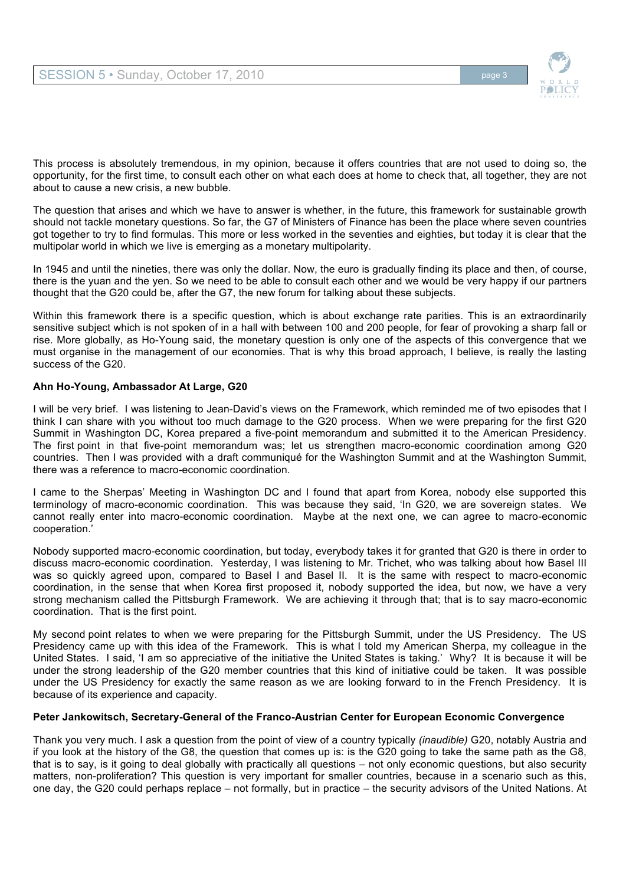This process is absolutely tremendous, in my opinion, because it offers countries that are not used to doing so, the opportunity, for the first time, to consult each other on what each does at home to check that, all together, they are not about to cause a new crisis, a new bubble.

The question that arises and which we have to answer is whether, in the future, this framework for sustainable growth should not tackle monetary questions. So far, the G7 of Ministers of Finance has been the place where seven countries got together to try to find formulas. This more or less worked in the seventies and eighties, but today it is clear that the multipolar world in which we live is emerging as a monetary multipolarity.

In 1945 and until the nineties, there was only the dollar. Now, the euro is gradually finding its place and then, of course, there is the yuan and the yen. So we need to be able to consult each other and we would be very happy if our partners thought that the G20 could be, after the G7, the new forum for talking about these subjects.

Within this framework there is a specific question, which is about exchange rate parities. This is an extraordinarily sensitive subject which is not spoken of in a hall with between 100 and 200 people, for fear of provoking a sharp fall or rise. More globally, as Ho-Young said, the monetary question is only one of the aspects of this convergence that we must organise in the management of our economies. That is why this broad approach, I believe, is really the lasting success of the G20.

**Ahn Ho-Young, Ambassador At Large, G20**

I will be very brief. I was listening to Jean-David's views on the Framework, which reminded me of two episodes that I think I can share with you without too much damage to the G20 process. When we were preparing for the first G20 Summit in Washington DC, Korea prepared a five-point memorandum and submitted it to the American Presidency. The first point in that five-point memorandum was; let us strengthen macro-economic coordination among G20 countries. Then I was provided with a draft communiqué for the Washington Summit and at the Washington Summit, there was a reference to macro-economic coordination.

I came to the Sherpas' Meeting in Washington DC and I found that apart from Korea, nobody else supported this terminology of macro-economic coordination. This was because they said, 'In G20, we are sovereign states. We cannot really enter into macro-economic coordination. Maybe at the next one, we can agree to macro-economic cooperation.'

Nobody supported macro-economic coordination, but today, everybody takes it for granted that G20 is there in order to discuss macro-economic coordination. Yesterday, I was listening to Mr. Trichet, who was talking about how Basel III was so quickly agreed upon, compared to Basel I and Basel II. It is the same with respect to macro-economic coordination, in the sense that when Korea first proposed it, nobody supported the idea, but now, we have a very strong mechanism called the Pittsburgh Framework. We are achieving it through that; that is to say macro-economic coordination. That is the first point.

My second point relates to when we were preparing for the Pittsburgh Summit, under the US Presidency. The US Presidency came up with this idea of the Framework. This is what I told my American Sherpa, my colleague in the United States. I said, 'I am so appreciative of the initiative the United States is taking.' Why? It is because it will be under the strong leadership of the G20 member countries that this kind of initiative could be taken. It was possible under the US Presidency for exactly the same reason as we are looking forward to in the French Presidency. It is because of its experience and capacity.

**Peter Jankowitsch, Secretary-General of the Franco-Austrian Center for European Economic Convergence**

Thank you very much. I ask a question from the point of view of a country typically *(inaudible)* G20, notably Austria and if you look at the history of the G8, the question that comes up is: is the G20 going to take the same path as the G8, that is to say, is it going to deal globally with practically all questions – not only economic questions, but also security matters, non-proliferation? This question is very important for smaller countries, because in a scenario such as this, one day, the G20 could perhaps replace – not formally, but in practice – the security advisors of the United Nations. At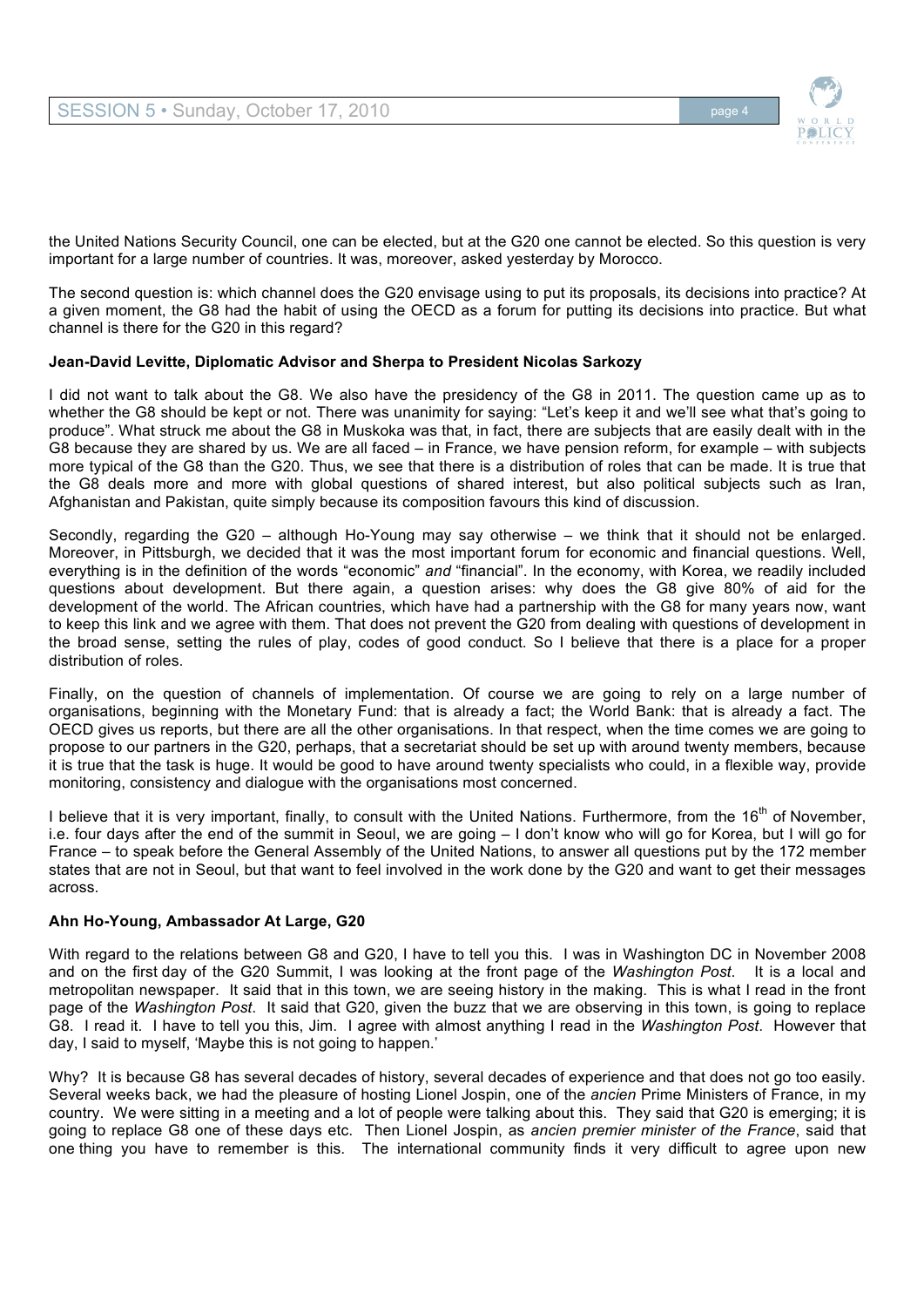the United Nations Security Council, one can be elected, but at the G20 one cannot be elected. So this question is very important for a large number of countries. It was, moreover, asked yesterday by Morocco.

The second question is: which channel does the G20 envisage using to put its proposals, its decisions into practice? At a given moment, the G8 had the habit of using the OECD as a forum for putting its decisions into practice. But what channel is there for the G20 in this regard?

**Jean-David Levitte, Diplomatic Advisor and Sherpa to President Nicolas Sarkozy**

I did not want to talk about the G8. We also have the presidency of the G8 in 2011. The question came up as to whether the G8 should be kept or not. There was unanimity for saying: "Let's keep it and we'll see what that's going to produce". What struck me about the G8 in Muskoka was that, in fact, there are subjects that are easily dealt with in the G8 because they are shared by us. We are all faced – in France, we have pension reform, for example – with subjects more typical of the G8 than the G20. Thus, we see that there is a distribution of roles that can be made. It is true that the G8 deals more and more with global questions of shared interest, but also political subjects such as Iran, Afghanistan and Pakistan, quite simply because its composition favours this kind of discussion.

Secondly, regarding the G20 – although Ho-Young may say otherwise – we think that it should not be enlarged. Moreover, in Pittsburgh, we decided that it was the most important forum for economic and financial questions. Well, everything is in the definition of the words "economic" *and* "financial". In the economy, with Korea, we readily included questions about development. But there again, a question arises: why does the G8 give 80% of aid for the development of the world. The African countries, which have had a partnership with the G8 for many years now, want to keep this link and we agree with them. That does not prevent the G20 from dealing with questions of development in the broad sense, setting the rules of play, codes of good conduct. So I believe that there is a place for a proper distribution of roles.

Finally, on the question of channels of implementation. Of course we are going to rely on a large number of organisations, beginning with the Monetary Fund: that is already a fact; the World Bank: that is already a fact. The OECD gives us reports, but there are all the other organisations. In that respect, when the time comes we are going to propose to our partners in the G20, perhaps, that a secretariat should be set up with around twenty members, because it is true that the task is huge. It would be good to have around twenty specialists who could, in a flexible way, provide monitoring, consistency and dialogue with the organisations most concerned.

I believe that it is very important, finally, to consult with the United Nations. Furthermore, from the 16th of November, i.e. four days after the end of the summit in Seoul, we are going – I don't know who will go for Korea, but I will go for France – to speak before the General Assembly of the United Nations, to answer all questions put by the 172 member states that are not in Seoul, but that want to feel involved in the work done by the G20 and want to get their messages across.

**Ahn Ho-Young, Ambassador At Large, G20**

With regard to the relations between G8 and G20, I have to tell you this. I was in Washington DC in November 2008 and on the first day of the G20 Summit, I was looking at the front page of the *Washington Post*. It is a local and metropolitan newspaper. It said that in this town, we are seeing history in the making. This is what I read in the front page of the *Washington Post*. It said that G20, given the buzz that we are observing in this town, is going to replace G8. I read it. I have to tell you this, Jim. I agree with almost anything I read in the *Washington Post*. However that day, I said to myself, 'Maybe this is not going to happen.'

Why? It is because G8 has several decades of history, several decades of experience and that does not go too easily. Several weeks back, we had the pleasure of hosting Lionel Jospin, one of the *ancien* Prime Ministers of France, in my country. We were sitting in a meeting and a lot of people were talking about this. They said that G20 is emerging; it is going to replace G8 one of these days etc. Then Lionel Jospin, as *ancien premier minister of the France*, said that one thing you have to remember is this. The international community finds it very difficult to agree upon new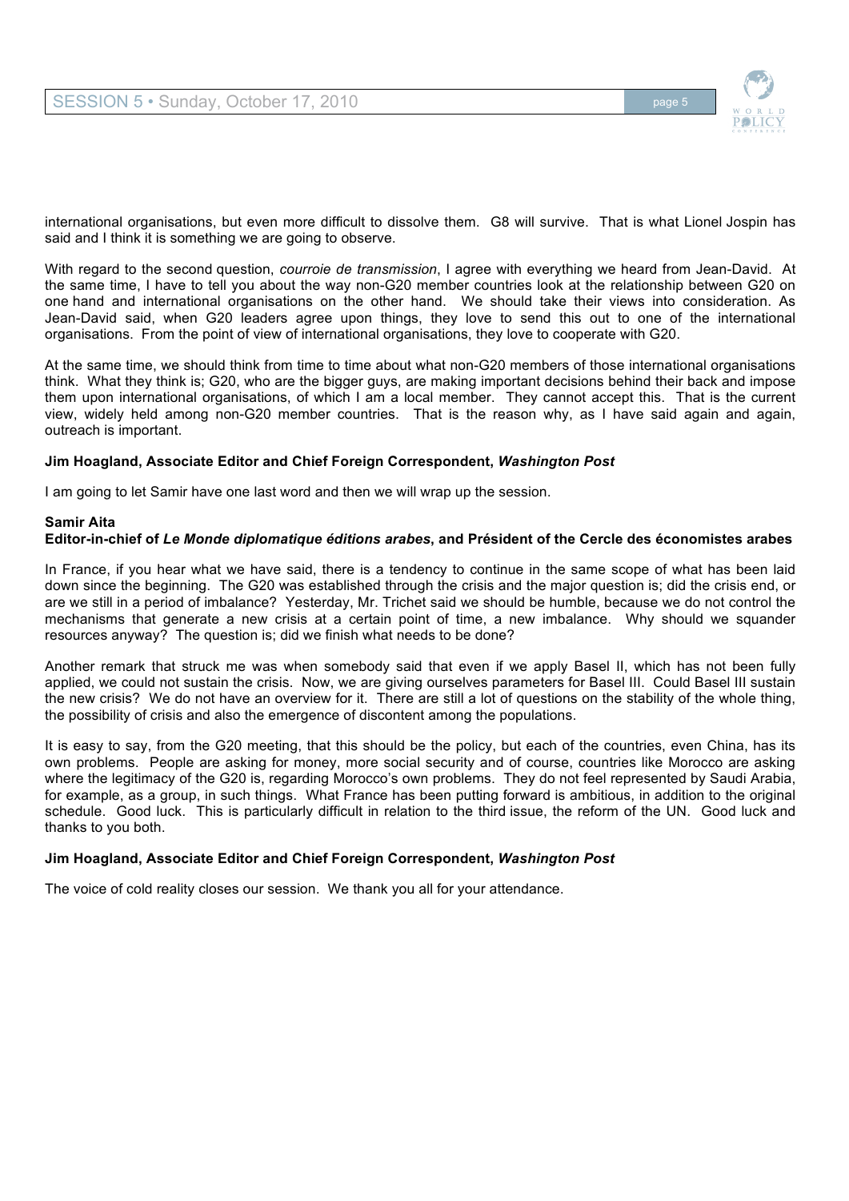international organisations, but even more difficult to dissolve them. G8 will survive. That is what Lionel Jospin has said and I think it is something we are going to observe.

With regard to the second question, *courroie de transmission*, I agree with everything we heard from Jean-David. At the same time, I have to tell you about the way non-G20 member countries look at the relationship between G20 on one hand and international organisations on the other hand. We should take their views into consideration. As Jean-David said, when G20 leaders agree upon things, they love to send this out to one of the international organisations. From the point of view of international organisations, they love to cooperate with G20.

At the same time, we should think from time to time about what non-G20 members of those international organisations think. What they think is; G20, who are the bigger guys, are making important decisions behind their back and impose them upon international organisations, of which I am a local member. They cannot accept this. That is the current view, widely held among non-G20 member countries. That is the reason why, as I have said again and again, outreach is important.

**Jim Hoagland, Associate Editor and Chief Foreign Correspondent, *Washington Post***

I am going to let Samir have one last word and then we will wrap up the session.

**Samir Aita**
**Editor-in-chief of *Le Monde diplomatique éditions arabes*, and Président of the Cercle des économistes arabes**

In France, if you hear what we have said, there is a tendency to continue in the same scope of what has been laid down since the beginning. The G20 was established through the crisis and the major question is; did the crisis end, or are we still in a period of imbalance? Yesterday, Mr. Trichet said we should be humble, because we do not control the mechanisms that generate a new crisis at a certain point of time, a new imbalance. Why should we squander resources anyway? The question is; did we finish what needs to be done?

Another remark that struck me was when somebody said that even if we apply Basel II, which has not been fully applied, we could not sustain the crisis. Now, we are giving ourselves parameters for Basel III. Could Basel III sustain the new crisis? We do not have an overview for it. There are still a lot of questions on the stability of the whole thing, the possibility of crisis and also the emergence of discontent among the populations.

It is easy to say, from the G20 meeting, that this should be the policy, but each of the countries, even China, has its own problems. People are asking for money, more social security and of course, countries like Morocco are asking where the legitimacy of the G20 is, regarding Morocco's own problems. They do not feel represented by Saudi Arabia, for example, as a group, in such things. What France has been putting forward is ambitious, in addition to the original schedule. Good luck. This is particularly difficult in relation to the third issue, the reform of the UN. Good luck and thanks to you both.

**Jim Hoagland, Associate Editor and Chief Foreign Correspondent, *Washington Post***

The voice of cold reality closes our session. We thank you all for your attendance.